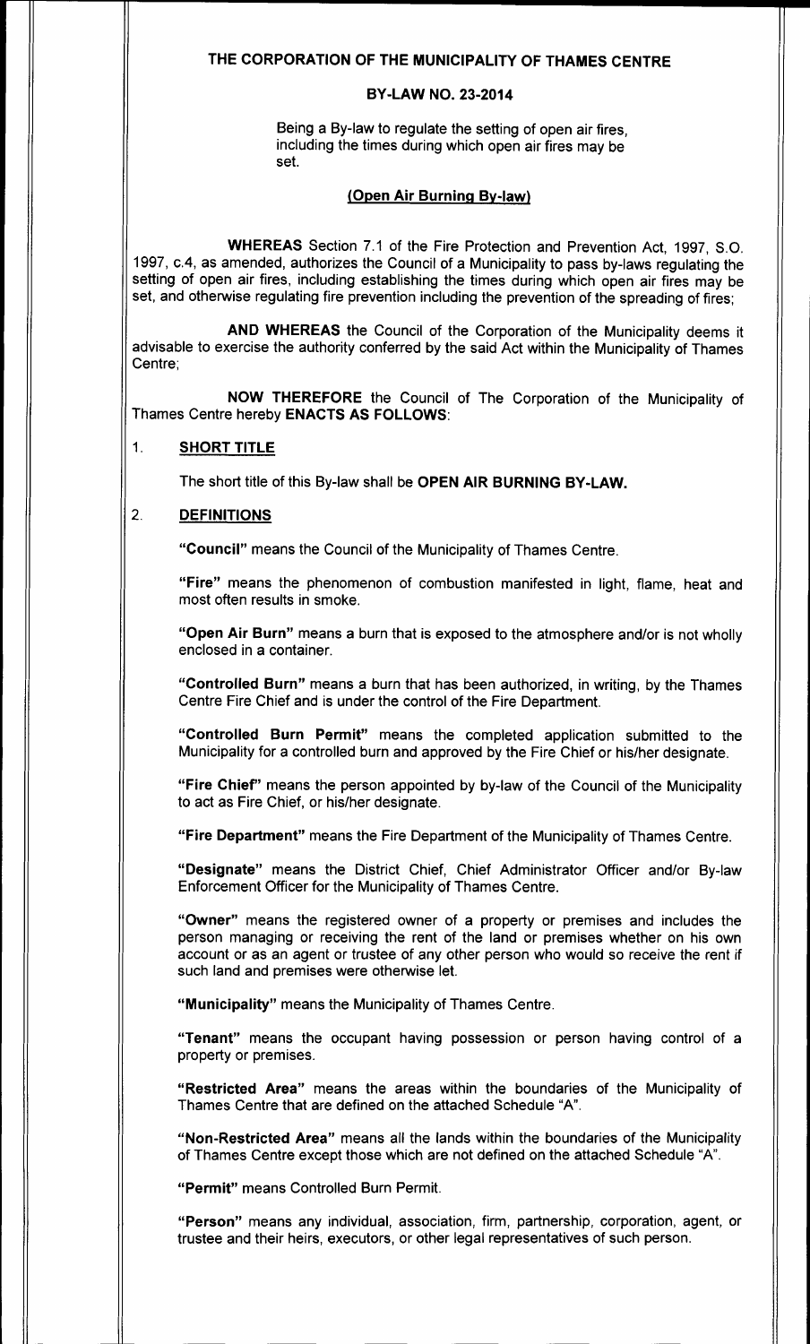# THE CORPORATION OF THE MUNICIPALITY OF THAMES CENTRE

## BY-LAW NO. 23-2014

Being a By-law to regulate the setting of open air fires, including the times during which open air fires may be set.

**(Open Air Burning By-law)**

**WHEREAS** Section 7.1 of the Fire Protection and Prevention Act, 1997, S.O. 1997, c.4, as amended, authorizes the Council of a Municipality to pass by-laws regulating the setting of open air fires, including establishing the times during which open air fires may be set, and otherwise regulating fire prevention including the prevention of the spreading of fires;

**AND WHEREAS** the Council of the Corporation of the Municipality deems it advisable to exercise the authority conferred by the said Act within the Municipality of Thames Centre;

**NOW THEREFORE** the Council of The Corporation of the Municipality of Thames Centre hereby **ENACTS AS FOLLOWS**:

1. **SHORT TITLE**

   The short title of this By-law shall be **OPEN AIR BURNING BY-LAW.**

2. **DEFINITIONS**

   **"Council"** means the Council of the Municipality of Thames Centre.

   **"Fire"** means the phenomenon of combustion manifested in light, flame, heat and most often results in smoke.

   **"Open Air Burn"** means a burn that is exposed to the atmosphere and/or is not wholly enclosed in a container.

   **"Controlled Burn"** means a burn that has been authorized, in writing, by the Thames Centre Fire Chief and is under the control of the Fire Department.

   **"Controlled Burn Permit"** means the completed application submitted to the Municipality for a controlled burn and approved by the Fire Chief or his/her designate.

   **"Fire Chief"** means the person appointed by by-law of the Council of the Municipality to act as Fire Chief, or his/her designate.

   **"Fire Department"** means the Fire Department of the Municipality of Thames Centre.

   **"Designate"** means the District Chief, Chief Administrator Officer and/or By-law Enforcement Officer for the Municipality of Thames Centre.

   **"Owner"** means the registered owner of a property or premises and includes the person managing or receiving the rent of the land or premises whether on his own account or as an agent or trustee of any other person who would so receive the rent if such land and premises were otherwise let.

   **"Municipality"** means the Municipality of Thames Centre.

   **"Tenant"** means the occupant having possession or person having control of a property or premises.

   **"Restricted Area"** means the areas within the boundaries of the Municipality of Thames Centre that are defined on the attached Schedule "A".

   **"Non-Restricted Area"** means all the lands within the boundaries of the Municipality of Thames Centre except those which are not defined on the attached Schedule "A".

   **"Permit"** means Controlled Burn Permit.

   **"Person"** means any individual, association, firm, partnership, corporation, agent, or trustee and their heirs, executors, or other legal representatives of such person.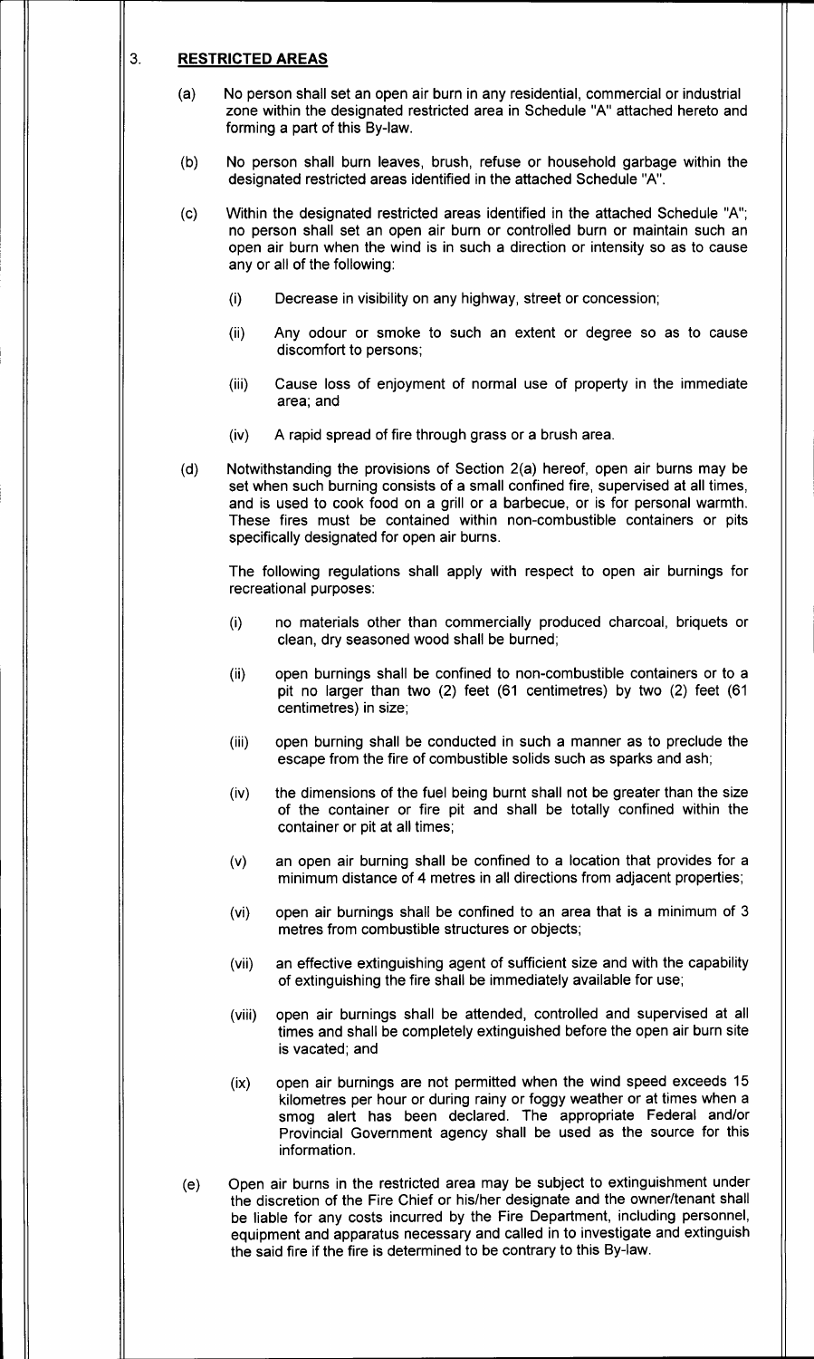## 3. RESTRICTED AREAS

(a) No person shall set an open air burn in any residential, commercial or industrial zone within the designated restricted area in Schedule "A" attached hereto and forming a part of this By-law.

(b) No person shall burn leaves, brush, refuse or household garbage within the designated restricted areas identified in the attached Schedule "A".

(c) Within the designated restricted areas identified in the attached Schedule "A"; no person shall set an open air burn or controlled burn or maintain such an open air burn when the wind is in such a direction or intensity so as to cause any or all of the following:

   (i) Decrease in visibility on any highway, street or concession;

   (ii) Any odour or smoke to such an extent or degree so as to cause discomfort to persons;

   (iii) Cause loss of enjoyment of normal use of property in the immediate area; and

   (iv) A rapid spread of fire through grass or a brush area.

(d) Notwithstanding the provisions of Section 2(a) hereof, open air burns may be set when such burning consists of a small confined fire, supervised at all times, and is used to cook food on a grill or a barbecue, or is for personal warmth. These fires must be contained within non-combustible containers or pits specifically designated for open air burns.

   The following regulations shall apply with respect to open air burnings for recreational purposes:

   (i) no materials other than commercially produced charcoal, briquets or clean, dry seasoned wood shall be burned;

   (ii) open burnings shall be confined to non-combustible containers or to a pit no larger than two (2) feet (61 centimetres) by two (2) feet (61 centimetres) in size;

   (iii) open burning shall be conducted in such a manner as to preclude the escape from the fire of combustible solids such as sparks and ash;

   (iv) the dimensions of the fuel being burnt shall not be greater than the size of the container or fire pit and shall be totally confined within the container or pit at all times;

   (v) an open air burning shall be confined to a location that provides for a minimum distance of 4 metres in all directions from adjacent properties;

   (vi) open air burnings shall be confined to an area that is a minimum of 3 metres from combustible structures or objects;

   (vii) an effective extinguishing agent of sufficient size and with the capability of extinguishing the fire shall be immediately available for use;

   (viii) open air burnings shall be attended, controlled and supervised at all times and shall be completely extinguished before the open air burn site is vacated; and

   (ix) open air burnings are not permitted when the wind speed exceeds 15 kilometres per hour or during rainy or foggy weather or at times when a smog alert has been declared. The appropriate Federal and/or Provincial Government agency shall be used as the source for this information.

(e) Open air burns in the restricted area may be subject to extinguishment under the discretion of the Fire Chief or his/her designate and the owner/tenant shall be liable for any costs incurred by the Fire Department, including personnel, equipment and apparatus necessary and called in to investigate and extinguish the said fire if the fire is determined to be contrary to this By-law.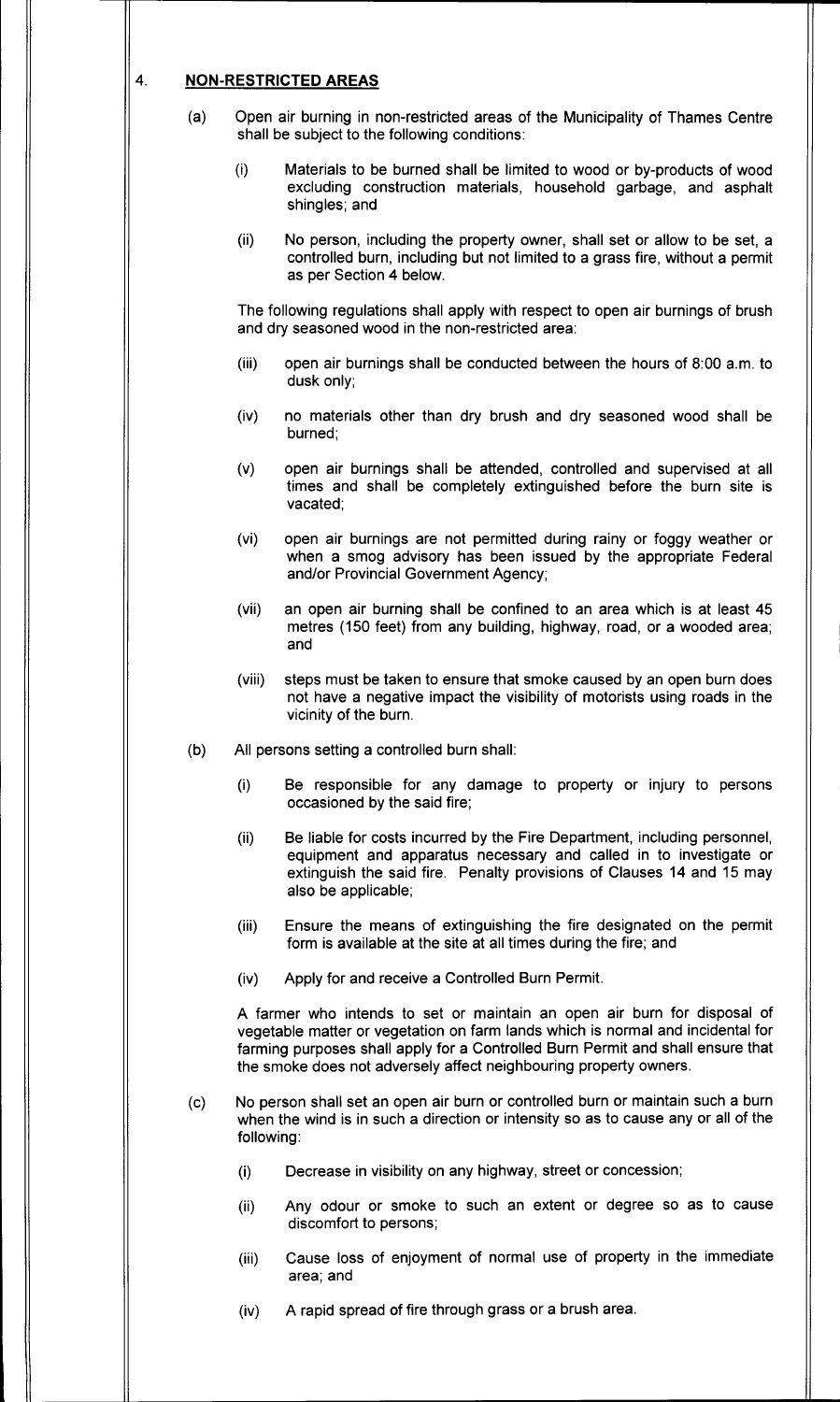## 4. **NON-RESTRICTED AREAS**

(a) Open air burning in non-restricted areas of the Municipality of Thames Centre shall be subject to the following conditions:

(i) Materials to be burned shall be limited to wood or by-products of wood excluding construction materials, household garbage, and asphalt shingles; and

(ii) No person, including the property owner, shall set or allow to be set, a controlled burn, including but not limited to a grass fire, without a permit as per Section 4 below.

The following regulations shall apply with respect to open air burnings of brush and dry seasoned wood in the non-restricted area:

(iii) open air burnings shall be conducted between the hours of 8:00 a.m. to dusk only;

(iv) no materials other than dry brush and dry seasoned wood shall be burned;

(v) open air burnings shall be attended, controlled and supervised at all times and shall be completely extinguished before the burn site is vacated;

(vi) open air burnings are not permitted during rainy or foggy weather or when a smog advisory has been issued by the appropriate Federal and/or Provincial Government Agency;

(vii) an open air burning shall be confined to an area which is at least 45 metres (150 feet) from any building, highway, road, or a wooded area; and

(viii) steps must be taken to ensure that smoke caused by an open burn does not have a negative impact the visibility of motorists using roads in the vicinity of the burn.

(b) All persons setting a controlled burn shall:

(i) Be responsible for any damage to property or injury to persons occasioned by the said fire;

(ii) Be liable for costs incurred by the Fire Department, including personnel, equipment and apparatus necessary and called in to investigate or extinguish the said fire. Penalty provisions of Clauses 14 and 15 may also be applicable;

(iii) Ensure the means of extinguishing the fire designated on the permit form is available at the site at all times during the fire; and

(iv) Apply for and receive a Controlled Burn Permit.

A farmer who intends to set or maintain an open air burn for disposal of vegetable matter or vegetation on farm lands which is normal and incidental for farming purposes shall apply for a Controlled Burn Permit and shall ensure that the smoke does not adversely affect neighbouring property owners.

(c) No person shall set an open air burn or controlled burn or maintain such a burn when the wind is in such a direction or intensity so as to cause any or all of the following:

(i) Decrease in visibility on any highway, street or concession;

(ii) Any odour or smoke to such an extent or degree so as to cause discomfort to persons;

(iii) Cause loss of enjoyment of normal use of property in the immediate area; and

(iv) A rapid spread of fire through grass or a brush area.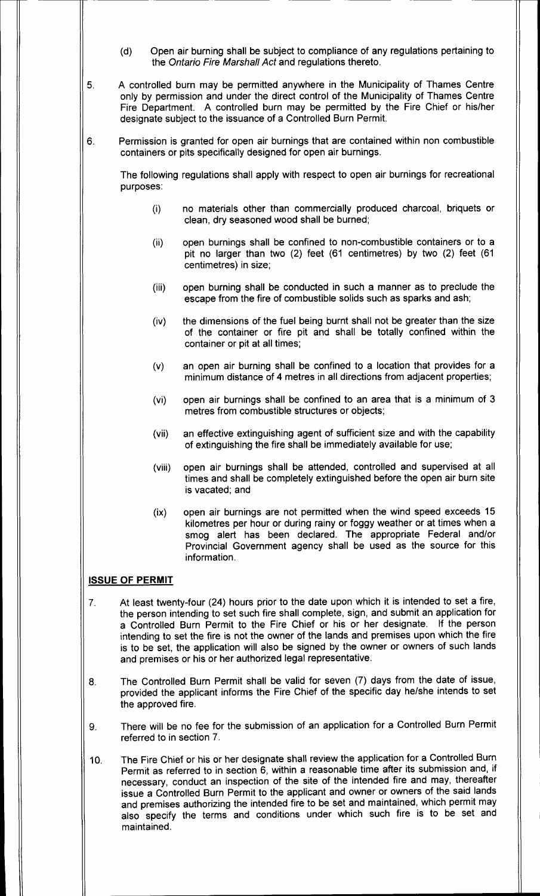(d) Open air burning shall be subject to compliance of any regulations pertaining to the *Ontario Fire Marshall Act* and regulations thereto.

5. A controlled burn may be permitted anywhere in the Municipality of Thames Centre only by permission and under the direct control of the Municipality of Thames Centre Fire Department. A controlled burn may be permitted by the Fire Chief or his/her designate subject to the issuance of a Controlled Burn Permit.

6. Permission is granted for open air burnings that are contained within non combustible containers or pits specifically designed for open air burnings.

   The following regulations shall apply with respect to open air burnings for recreational purposes:

   (i) no materials other than commercially produced charcoal, briquets or clean, dry seasoned wood shall be burned;

   (ii) open burnings shall be confined to non-combustible containers or to a pit no larger than two (2) feet (61 centimetres) by two (2) feet (61 centimetres) in size;

   (iii) open burning shall be conducted in such a manner as to preclude the escape from the fire of combustible solids such as sparks and ash;

   (iv) the dimensions of the fuel being burnt shall not be greater than the size of the container or fire pit and shall be totally confined within the container or pit at all times;

   (v) an open air burning shall be confined to a location that provides for a minimum distance of 4 metres in all directions from adjacent properties;

   (vi) open air burnings shall be confined to an area that is a minimum of 3 metres from combustible structures or objects;

   (vii) an effective extinguishing agent of sufficient size and with the capability of extinguishing the fire shall be immediately available for use;

   (viii) open air burnings shall be attended, controlled and supervised at all times and shall be completely extinguished before the open air burn site is vacated; and

   (ix) open air burnings are not permitted when the wind speed exceeds 15 kilometres per hour or during rainy or foggy weather or at times when a smog alert has been declared. The appropriate Federal and/or Provincial Government agency shall be used as the source for this information.

## ISSUE OF PERMIT

7. At least twenty-four (24) hours prior to the date upon which it is intended to set a fire, the person intending to set such fire shall complete, sign, and submit an application for a Controlled Burn Permit to the Fire Chief or his or her designate. If the person intending to set the fire is not the owner of the lands and premises upon which the fire is to be set, the application will also be signed by the owner or owners of such lands and premises or his or her authorized legal representative.

8. The Controlled Burn Permit shall be valid for seven (7) days from the date of issue, provided the applicant informs the Fire Chief of the specific day he/she intends to set the approved fire.

9. There will be no fee for the submission of an application for a Controlled Burn Permit referred to in section 7.

10. The Fire Chief or his or her designate shall review the application for a Controlled Burn Permit as referred to in section 6, within a reasonable time after its submission and, if necessary, conduct an inspection of the site of the intended fire and may, thereafter issue a Controlled Burn Permit to the applicant and owner or owners of the said lands and premises authorizing the intended fire to be set and maintained, which permit may also specify the terms and conditions under which such fire is to be set and maintained.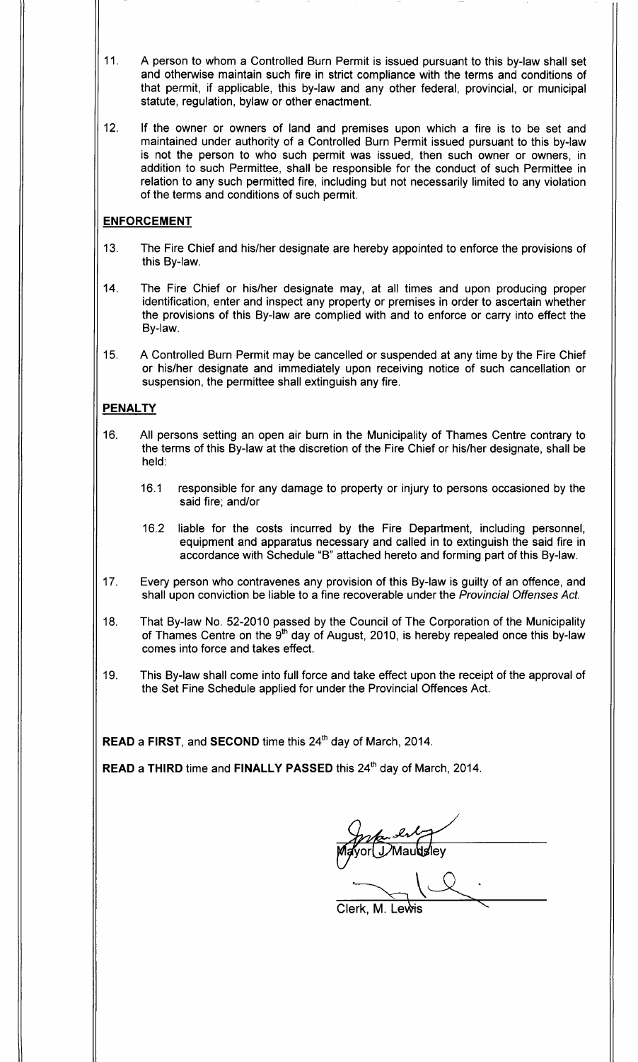11. A person to whom a Controlled Burn Permit is issued pursuant to this by-law shall set and otherwise maintain such fire in strict compliance with the terms and conditions of that permit, if applicable, this by-law and any other federal, provincial, or municipal statute, regulation, bylaw or other enactment.

12. If the owner or owners of land and premises upon which a fire is to be set and maintained under authority of a Controlled Burn Permit issued pursuant to this by-law is not the person to who such permit was issued, then such owner or owners, in addition to such Permittee, shall be responsible for the conduct of such Permittee in relation to any such permitted fire, including but not necessarily limited to any violation of the terms and conditions of such permit.

## ENFORCEMENT

13. The Fire Chief and his/her designate are hereby appointed to enforce the provisions of this By-law.

14. The Fire Chief or his/her designate may, at all times and upon producing proper identification, enter and inspect any property or premises in order to ascertain whether the provisions of this By-law are complied with and to enforce or carry into effect the By-law.

15. A Controlled Burn Permit may be cancelled or suspended at any time by the Fire Chief or his/her designate and immediately upon receiving notice of such cancellation or suspension, the permittee shall extinguish any fire.

## PENALTY

16. All persons setting an open air burn in the Municipality of Thames Centre contrary to the terms of this By-law at the discretion of the Fire Chief or his/her designate, shall be held:

    16.1 responsible for any damage to property or injury to persons occasioned by the said fire; and/or

    16.2 liable for the costs incurred by the Fire Department, including personnel, equipment and apparatus necessary and called in to extinguish the said fire in accordance with Schedule "B" attached hereto and forming part of this By-law.

17. Every person who contravenes any provision of this By-law is guilty of an offence, and shall upon conviction be liable to a fine recoverable under the *Provincial Offenses Act.*

18. That By-law No. 52-2010 passed by the Council of The Corporation of the Municipality of Thames Centre on the 9th day of August, 2010, is hereby repealed once this by-law comes into force and takes effect.

19. This By-law shall come into full force and take effect upon the receipt of the approval of the Set Fine Schedule applied for under the Provincial Offences Act.

**READ** a **FIRST**, and **SECOND** time this 24th day of March, 2014.

**READ** a **THIRD** time and **FINALLY PASSED** this 24th day of March, 2014.

Mayor J. Maudsley

Clerk, M. Lewis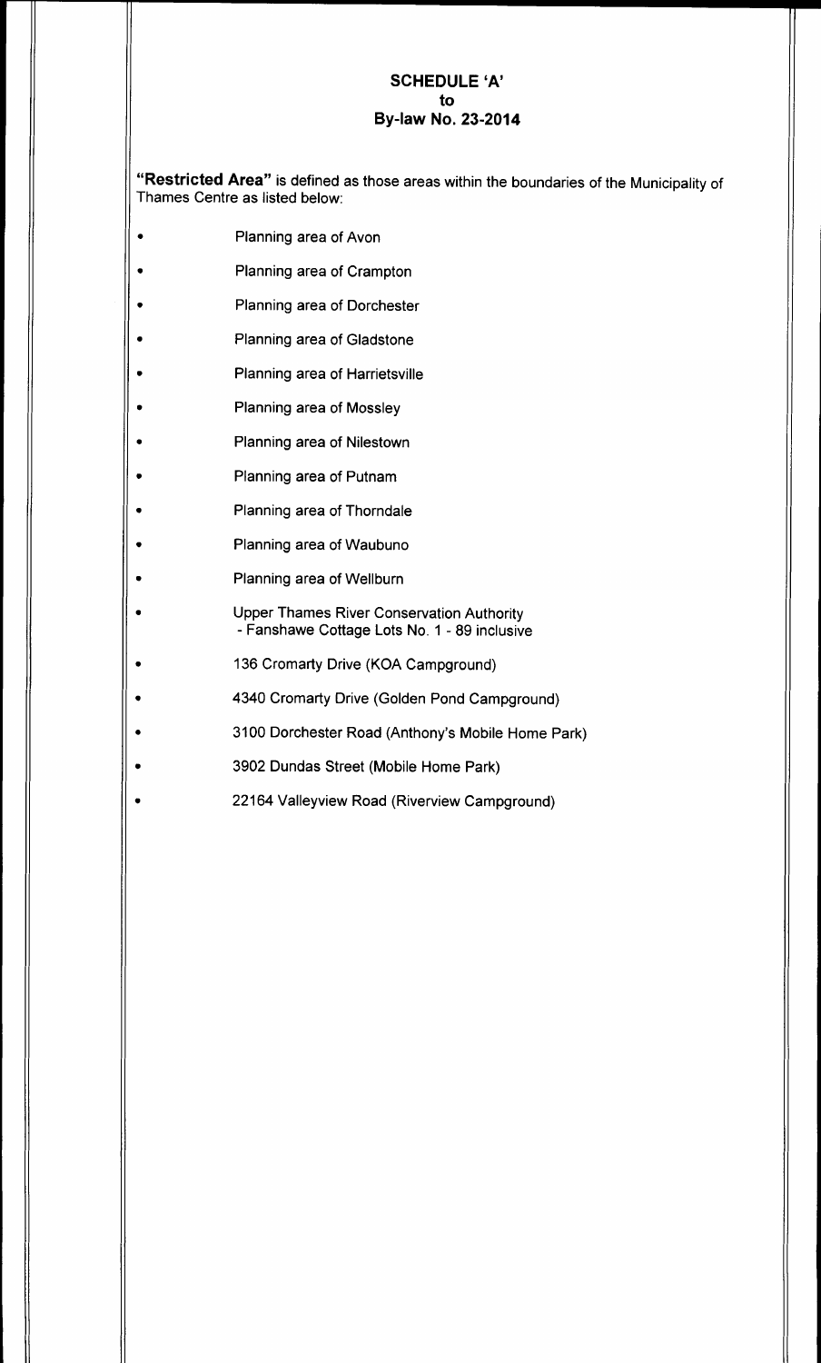**SCHEDULE 'A'**
**to**
**By-law No. 23-2014**

**"Restricted Area"** is defined as those areas within the boundaries of the Municipality of Thames Centre as listed below:

- Planning area of Avon
- Planning area of Crampton
- Planning area of Dorchester
- Planning area of Gladstone
- Planning area of Harrietsville
- Planning area of Mossley
- Planning area of Nilestown
- Planning area of Putnam
- Planning area of Thorndale
- Planning area of Waubuno
- Planning area of Wellburn
- Upper Thames River Conservation Authority
  - Fanshawe Cottage Lots No. 1 - 89 inclusive
- 136 Cromarty Drive (KOA Campground)
- 4340 Cromarty Drive (Golden Pond Campground)
- 3100 Dorchester Road (Anthony's Mobile Home Park)
- 3902 Dundas Street (Mobile Home Park)
- 22164 Valleyview Road (Riverview Campground)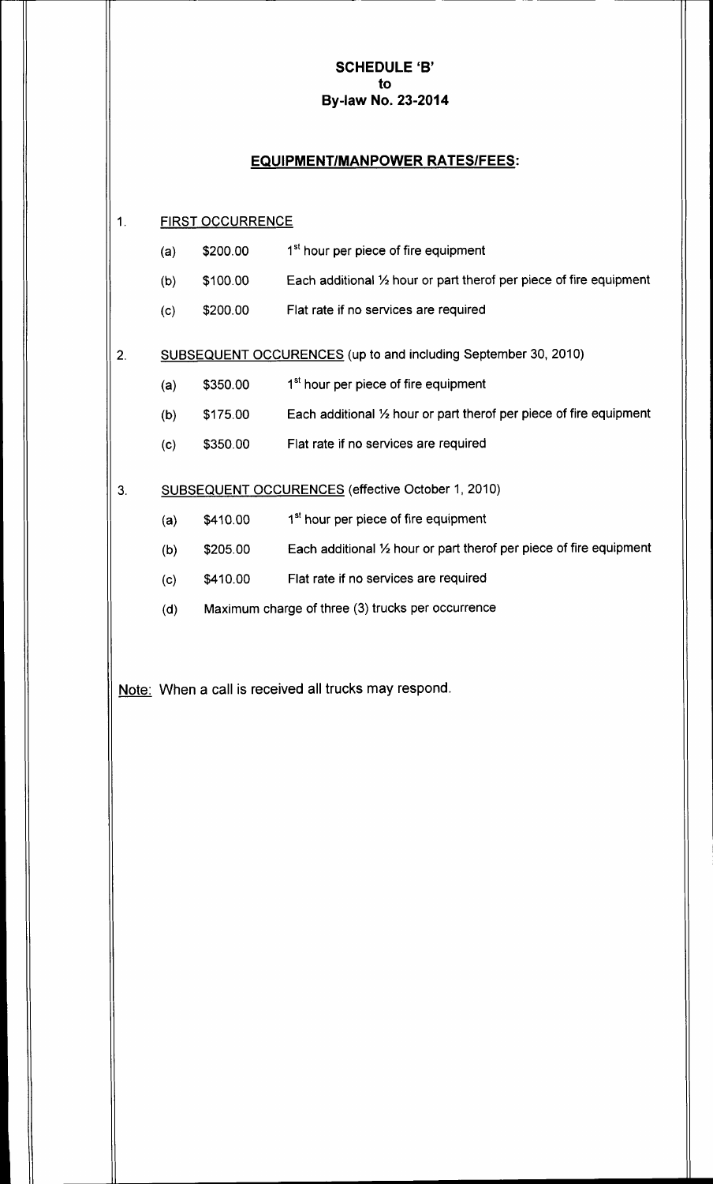**SCHEDULE 'B'**
**to**
**By-law No. 23-2014**

**EQUIPMENT/MANPOWER RATES/FEES:**

1. FIRST OCCURRENCE

   (a) $200.00 1st hour per piece of fire equipment

   (b) $100.00 Each additional ½ hour or part therof per piece of fire equipment

   (c) $200.00 Flat rate if no services are required

2. SUBSEQUENT OCCURENCES (up to and including September 30, 2010)

   (a) $350.00 1st hour per piece of fire equipment

   (b) $175.00 Each additional ½ hour or part therof per piece of fire equipment

   (c) $350.00 Flat rate if no services are required

3. SUBSEQUENT OCCURENCES (effective October 1, 2010)

   (a) $410.00 1st hour per piece of fire equipment

   (b) $205.00 Each additional ½ hour or part therof per piece of fire equipment

   (c) $410.00 Flat rate if no services are required

   (d) Maximum charge of three (3) trucks per occurrence

Note: When a call is received all trucks may respond.